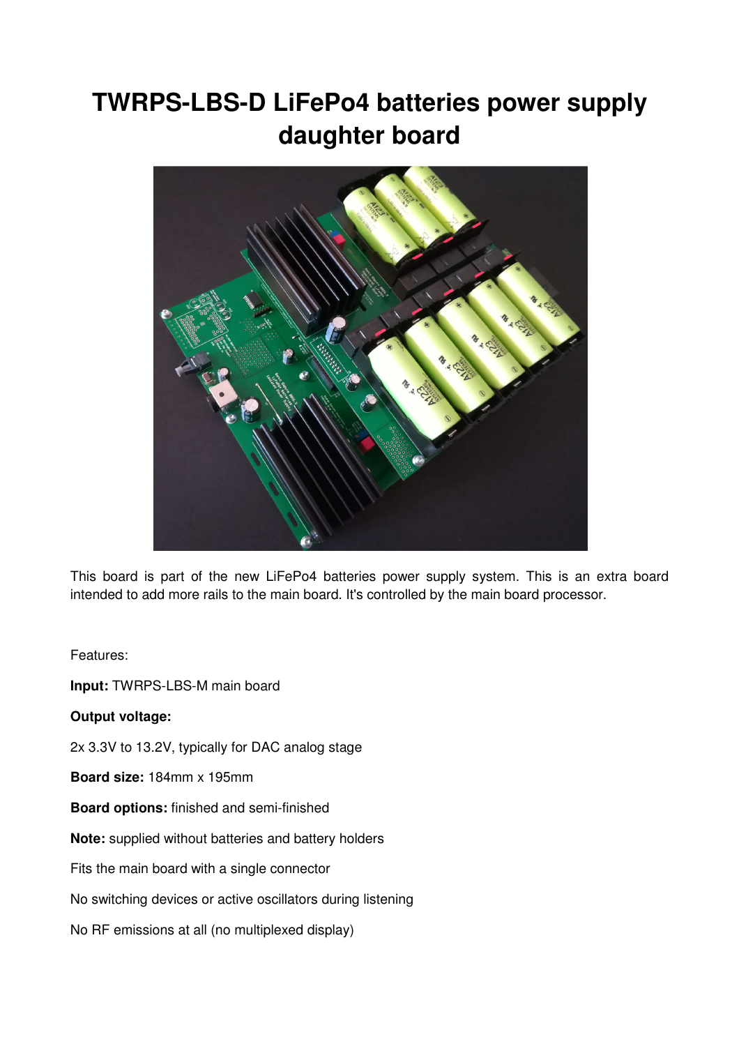# TWRPS-LBS-D LiFePo4 batteries power supply daughter board

This board is part of the new LiFePo4 batteries power supply system. This is an extra board intended to add more rails to the main board. It's controlled by the main board processor.

Features:

**Input:** TWRPS-LBS-M main board

**Output voltage:**

2x 3.3V to 13.2V, typically for DAC analog stage

**Board size:** 184mm x 195mm

**Board options:** finished and semi-finished

**Note:** supplied without batteries and battery holders

Fits the main board with a single connector

No switching devices or active oscillators during listening

No RF emissions at all (no multiplexed display)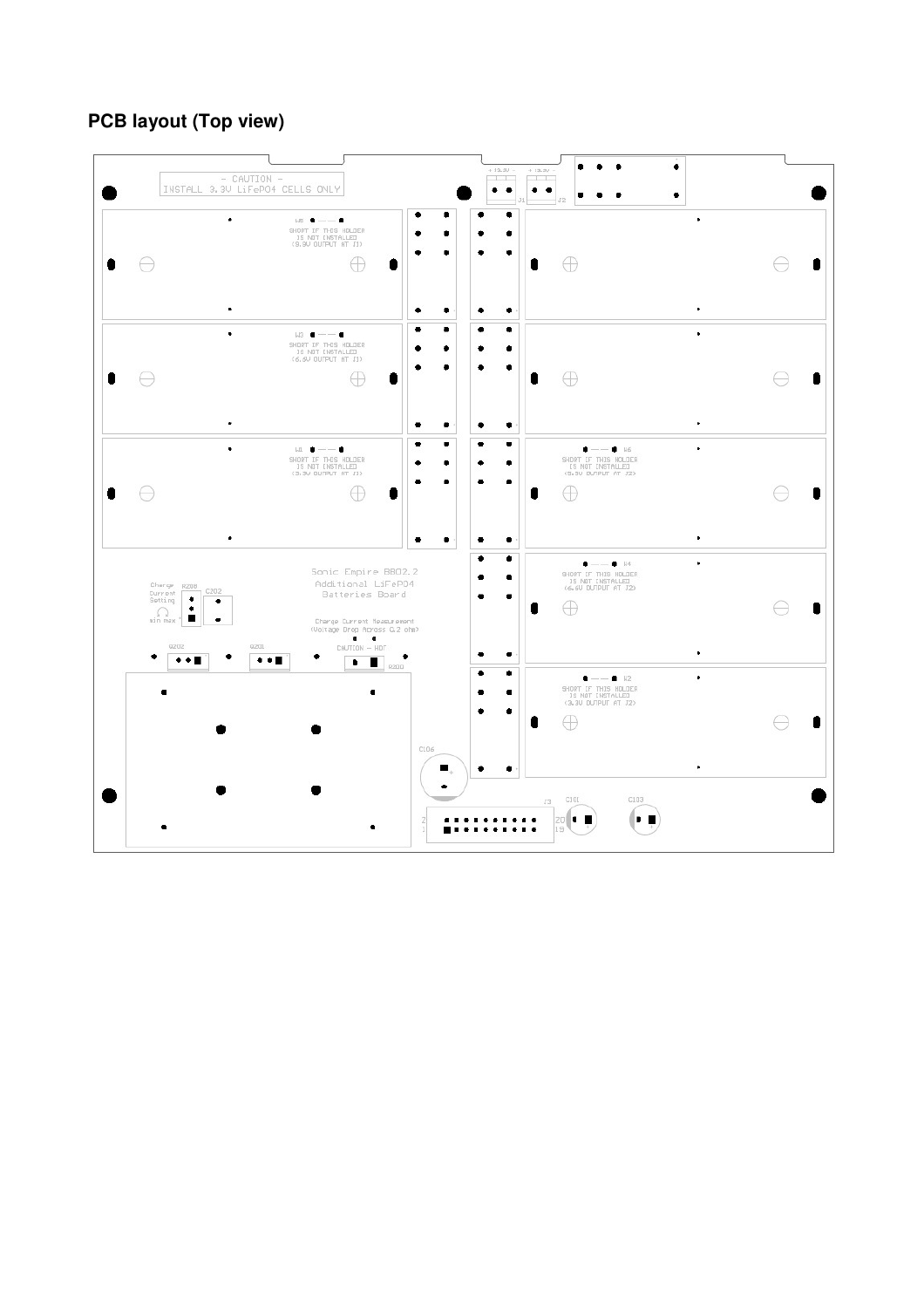## PCB layout (Top view)

- CAUTION -
INSTALL 3.3V LiFePO4 CELLS ONLY

+ (3.3V) -

+ (3.3V) -

J1

J2

W5

SHORT IF THIS HOLDER
IS NOT INSTALLED
(9.9V OUTPUT AT J1)

W3

SHORT IF THIS HOLDER
IS NOT INSTALLED
(6.6V OUTPUT AT J1)

W1

SHORT IF THIS HOLDER
IS NOT INSTALLED
(3.3V OUTPUT AT J1)

W6

SHORT IF THIS HOLDER
IS NOT INSTALLED
(9.9V OUTPUT AT J2)

W4

SHORT IF THIS HOLDER
IS NOT INSTALLED
(6.6V OUTPUT AT J2)

W2

SHORT IF THIS HOLDER
IS NOT INSTALLED
(3.3V OUTPUT AT J2)

Sonic Empire BBO2.2
Additional LiFePO4
Batteries Board

Charge
Current
Setting
min max

RZ08

C202

Charge Current Measurement
(Voltage Drop Across 0.2 ohm)

CAUTION - HOT

Q202

Q201

R200

C106

J3

C101

C103

2

1

20

19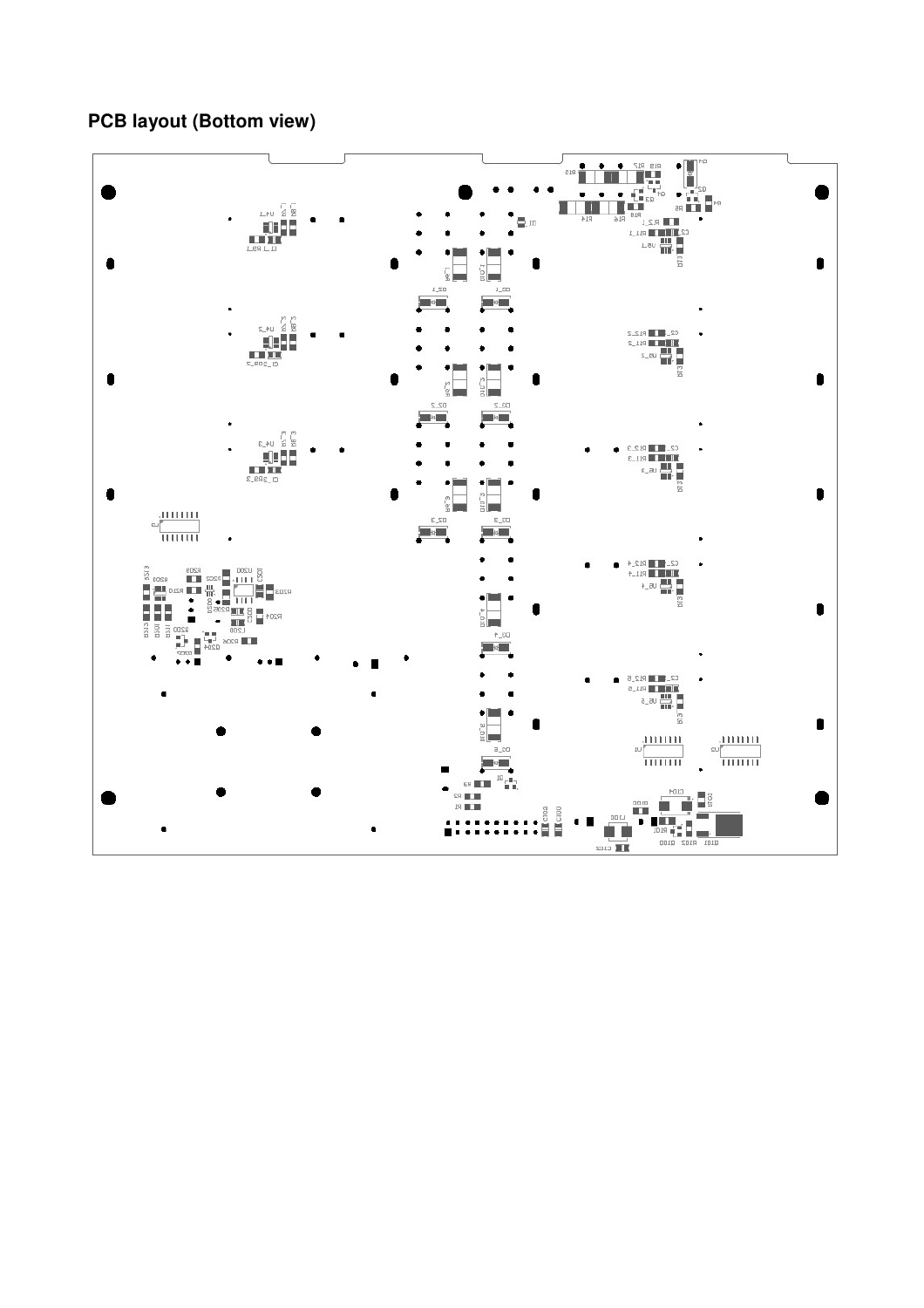**PCB layout (Bottom view)**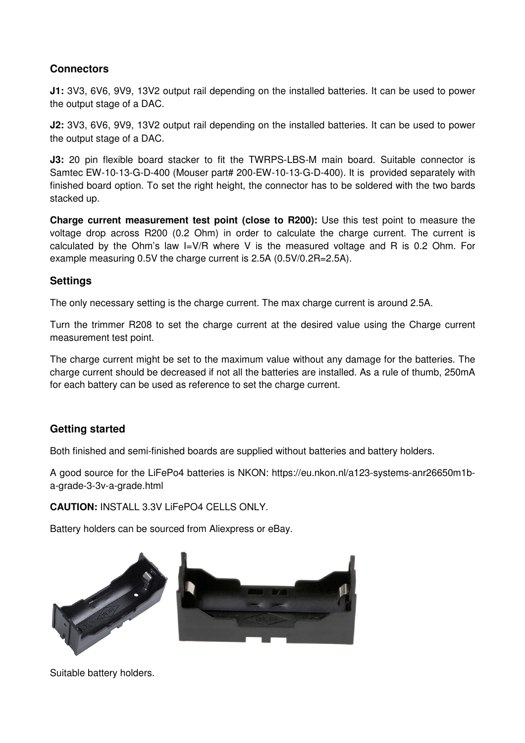## Connectors

**J1:** 3V3, 6V6, 9V9, 13V2 output rail depending on the installed batteries. It can be used to power the output stage of a DAC.

**J2:** 3V3, 6V6, 9V9, 13V2 output rail depending on the installed batteries. It can be used to power the output stage of a DAC.

**J3:** 20 pin flexible board stacker to fit the TWRPS-LBS-M main board. Suitable connector is Samtec EW-10-13-G-D-400 (Mouser part# 200-EW-10-13-G-D-400). It is provided separately with finished board option. To set the right height, the connector has to be soldered with the two bards stacked up.

**Charge current measurement test point (close to R200):** Use this test point to measure the voltage drop across R200 (0.2 Ohm) in order to calculate the charge current. The current is calculated by the Ohm's law I=V/R where V is the measured voltage and R is 0.2 Ohm. For example measuring 0.5V the charge current is 2.5A (0.5V/0.2R=2.5A).

## Settings

The only necessary setting is the charge current. The max charge current is around 2.5A.

Turn the trimmer R208 to set the charge current at the desired value using the Charge current measurement test point.

The charge current might be set to the maximum value without any damage for the batteries. The charge current should be decreased if not all the batteries are installed. As a rule of thumb, 250mA for each battery can be used as reference to set the charge current.

## Getting started

Both finished and semi-finished boards are supplied without batteries and battery holders.

A good source for the LiFePo4 batteries is NKON: https://eu.nkon.nl/a123-systems-anr26650m1b-a-grade-3-3v-a-grade.html

**CAUTION:** INSTALL 3.3V LiFePO4 CELLS ONLY.

Battery holders can be sourced from Aliexpress or eBay.

Suitable battery holders.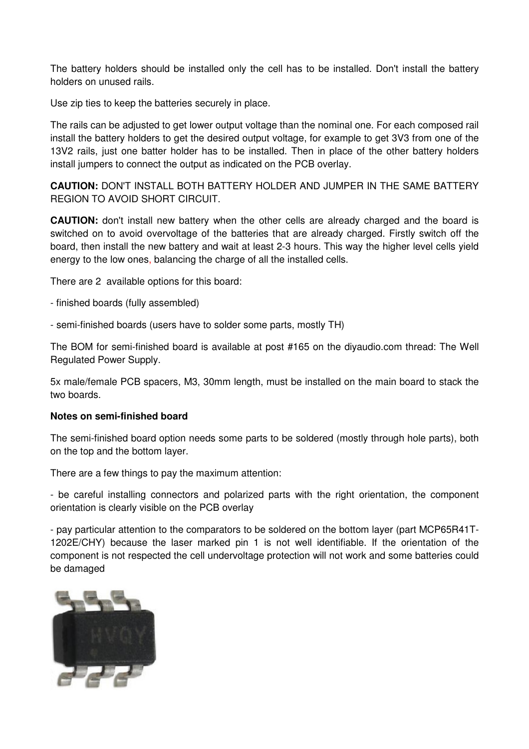The battery holders should be installed only the cell has to be installed. Don't install the battery holders on unused rails.

Use zip ties to keep the batteries securely in place.

The rails can be adjusted to get lower output voltage than the nominal one. For each composed rail install the battery holders to get the desired output voltage, for example to get 3V3 from one of the 13V2 rails, just one batter holder has to be installed. Then in place of the other battery holders install jumpers to connect the output as indicated on the PCB overlay.

**CAUTION:** DON'T INSTALL BOTH BATTERY HOLDER AND JUMPER IN THE SAME BATTERY REGION TO AVOID SHORT CIRCUIT.

**CAUTION:** don't install new battery when the other cells are already charged and the board is switched on to avoid overvoltage of the batteries that are already charged. Firstly switch off the board, then install the new battery and wait at least 2-3 hours. This way the higher level cells yield energy to the low ones, balancing the charge of all the installed cells.

There are 2 available options for this board:

- finished boards (fully assembled)

- semi-finished boards (users have to solder some parts, mostly TH)

The BOM for semi-finished board is available at post #165 on the diyaudio.com thread: The Well Regulated Power Supply.

5x male/female PCB spacers, M3, 30mm length, must be installed on the main board to stack the two boards.

**Notes on semi-finished board**

The semi-finished board option needs some parts to be soldered (mostly through hole parts), both on the top and the bottom layer.

There are a few things to pay the maximum attention:

- be careful installing connectors and polarized parts with the right orientation, the component orientation is clearly visible on the PCB overlay

- pay particular attention to the comparators to be soldered on the bottom layer (part MCP65R41T-1202E/CHY) because the laser marked pin 1 is not well identifiable. If the orientation of the component is not respected the cell undervoltage protection will not work and some batteries could be damaged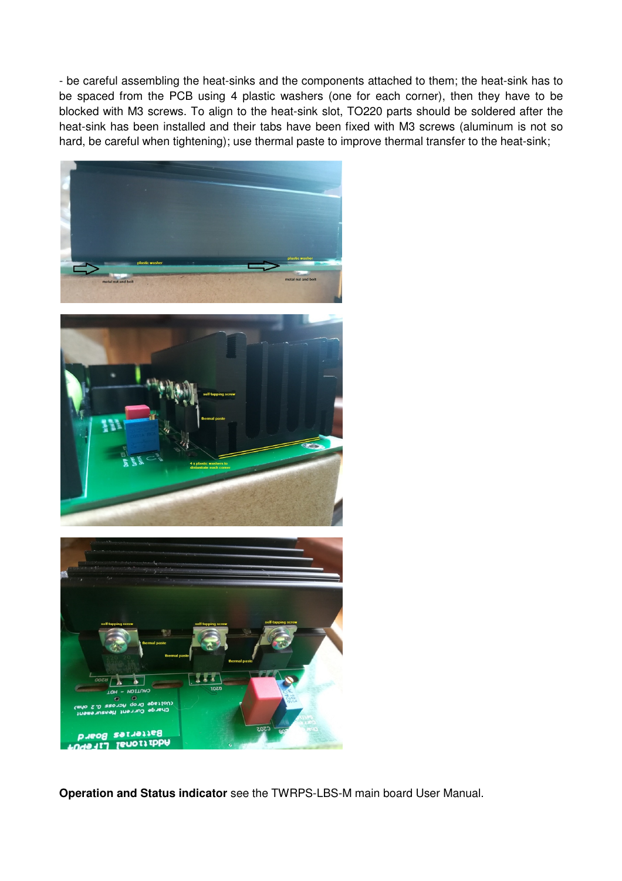- be careful assembling the heat-sinks and the components attached to them; the heat-sink has to be spaced from the PCB using 4 plastic washers (one for each corner), then they have to be blocked with M3 screws. To align to the heat-sink slot, TO220 parts should be soldered after the heat-sink has been installed and their tabs have been fixed with M3 screws (aluminum is not so hard, be careful when tightening); use thermal paste to improve thermal transfer to the heat-sink;

**Operation and Status indicator** see the TWRPS-LBS-M main board User Manual.